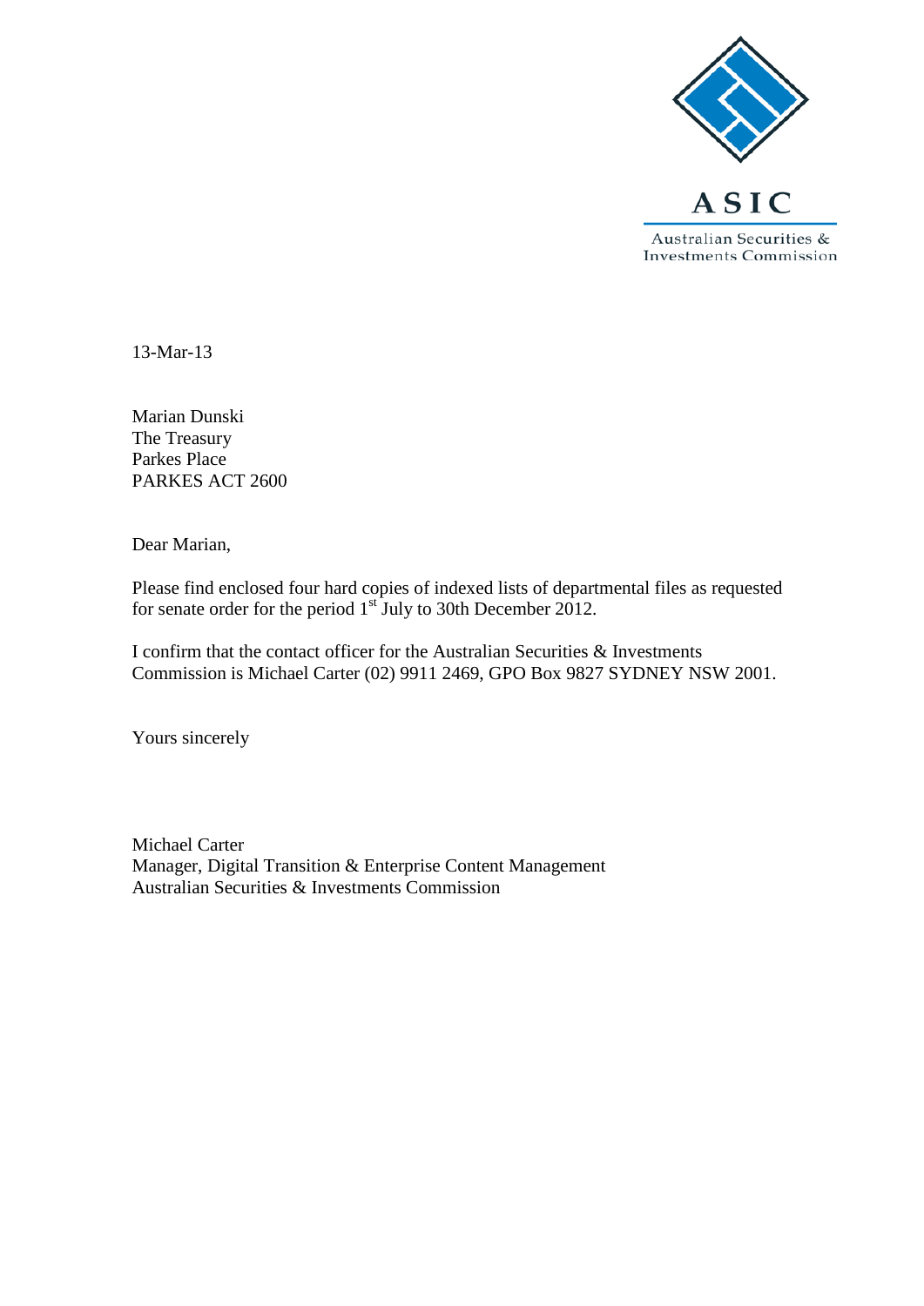ASIC

Australian Securities & Investments Commission

13-Mar-13

Marian Dunski
The Treasury
Parkes Place
PARKES ACT 2600

Dear Marian,

Please find enclosed four hard copies of indexed lists of departmental files as requested for senate order for the period 1st July to 30th December 2012.

I confirm that the contact officer for the Australian Securities & Investments Commission is Michael Carter (02) 9911 2469, GPO Box 9827 SYDNEY NSW 2001.

Yours sincerely

Michael Carter
Manager, Digital Transition & Enterprise Content Management
Australian Securities & Investments Commission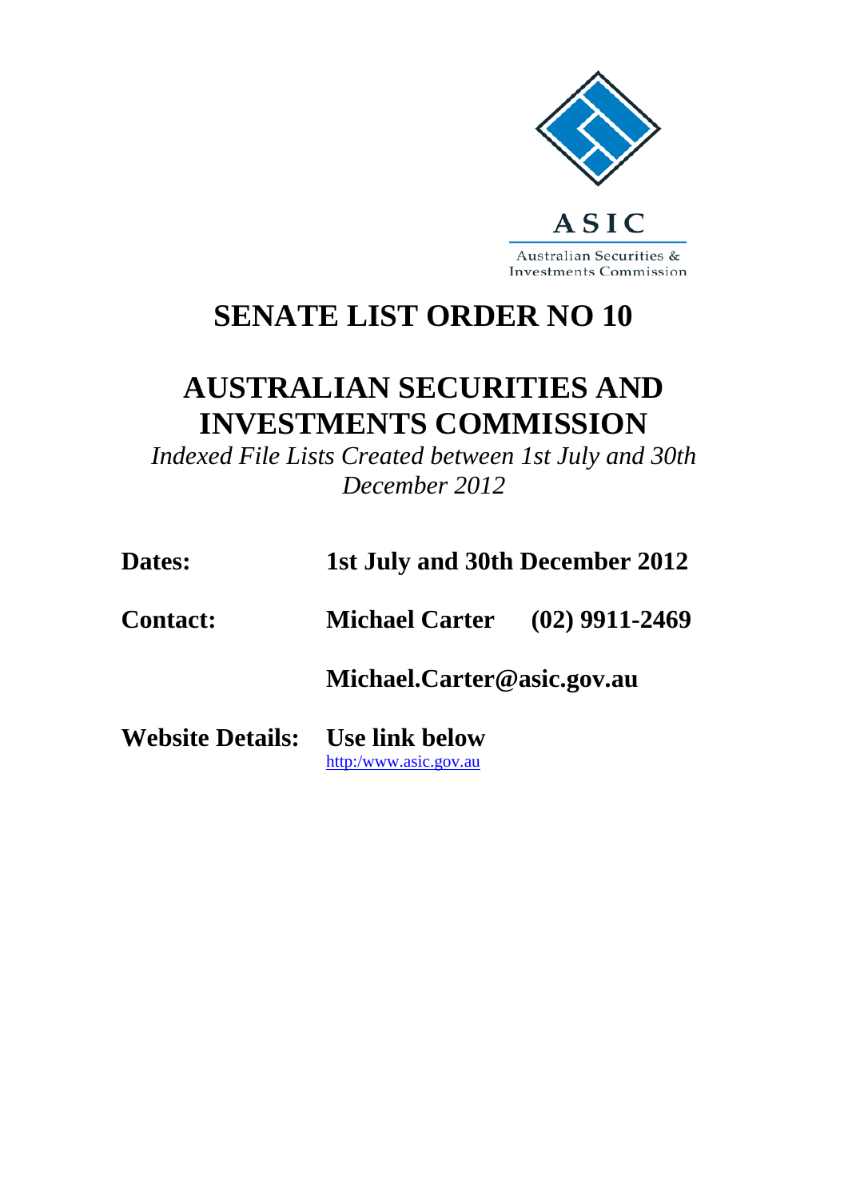ASIC

Australian Securities & Investments Commission

# SENATE LIST ORDER NO 10

# AUSTRALIAN SECURITIES AND INVESTMENTS COMMISSION

*Indexed File Lists Created between 1st July and 30th December 2012*

**Dates:** **1st July and 30th December 2012**

**Contact:** **Michael Carter (02) 9911-2469**

**Michael.Carter@asic.gov.au**

**Website Details:** **Use link below**

http:/www.asic.gov.au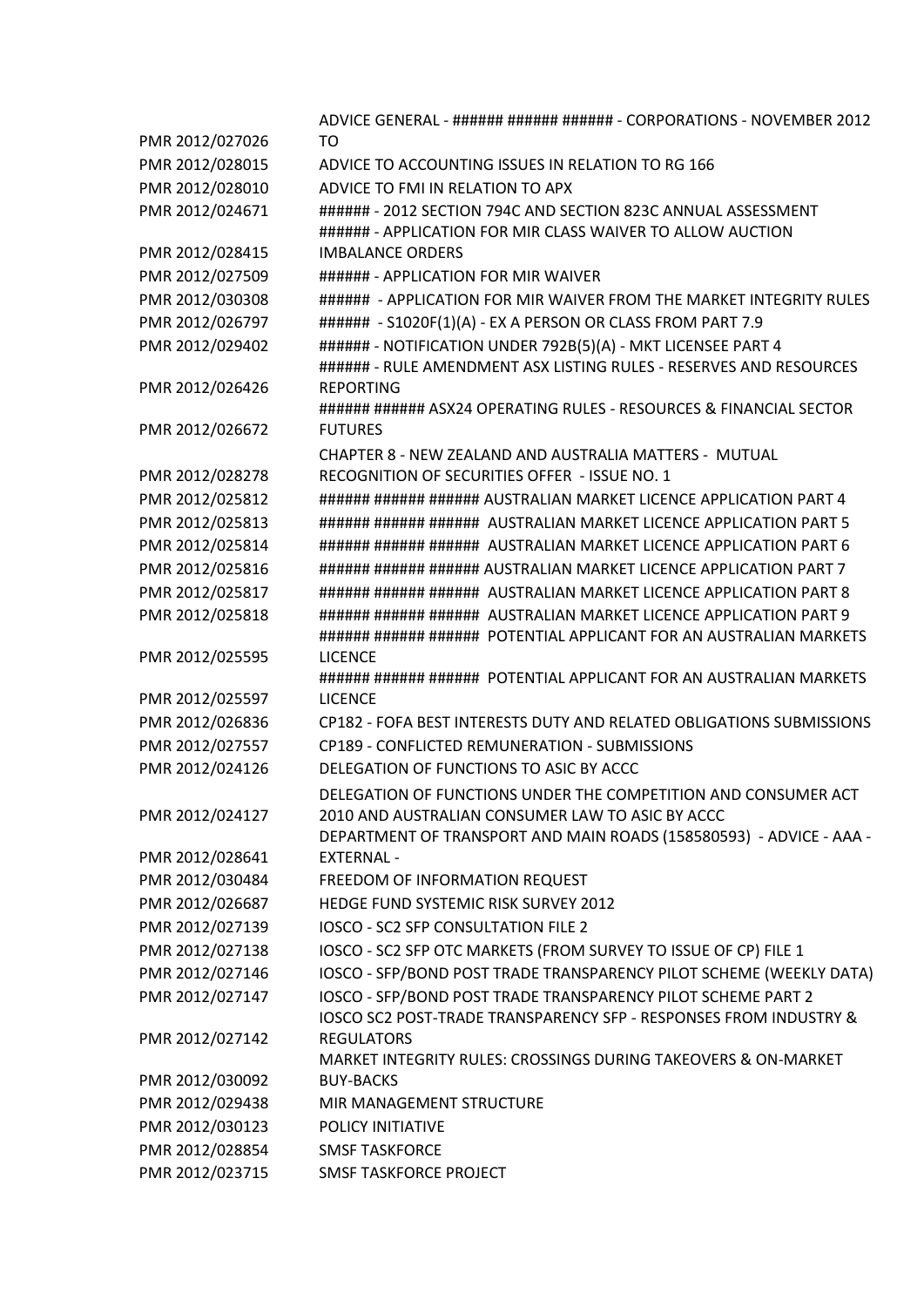| | |
|---|---|
| PMR 2012/027026 | ADVICE GENERAL - ###### ###### ###### - CORPORATIONS - NOVEMBER 2012 TO |
| PMR 2012/028015 | ADVICE TO ACCOUNTING ISSUES IN RELATION TO RG 166 |
| PMR 2012/028010 | ADVICE TO FMI IN RELATION TO APX |
| PMR 2012/024671 | ###### - 2012 SECTION 794C AND SECTION 823C ANNUAL ASSESSMENT |
| PMR 2012/028415 | ###### - APPLICATION FOR MIR CLASS WAIVER TO ALLOW AUCTION IMBALANCE ORDERS |
| PMR 2012/027509 | ###### - APPLICATION FOR MIR WAIVER |
| PMR 2012/030308 | ###### - APPLICATION FOR MIR WAIVER FROM THE MARKET INTEGRITY RULES |
| PMR 2012/026797 | ###### - S1020F(1)(A) - EX A PERSON OR CLASS FROM PART 7.9 |
| PMR 2012/029402 | ###### - NOTIFICATION UNDER 792B(5)(A) - MKT LICENSEE PART 4 |
| PMR 2012/026426 | ###### - RULE AMENDMENT ASX LISTING RULES - RESERVES AND RESOURCES REPORTING |
| PMR 2012/026672 | ###### ###### ASX24 OPERATING RULES - RESOURCES & FINANCIAL SECTOR FUTURES |
| PMR 2012/028278 | CHAPTER 8 - NEW ZEALAND AND AUSTRALIA MATTERS - MUTUAL RECOGNITION OF SECURITIES OFFER - ISSUE NO. 1 |
| PMR 2012/025812 | ###### ###### ###### AUSTRALIAN MARKET LICENCE APPLICATION PART 4 |
| PMR 2012/025813 | ###### ###### ###### AUSTRALIAN MARKET LICENCE APPLICATION PART 5 |
| PMR 2012/025814 | ###### ###### ###### AUSTRALIAN MARKET LICENCE APPLICATION PART 6 |
| PMR 2012/025816 | ###### ###### ###### AUSTRALIAN MARKET LICENCE APPLICATION PART 7 |
| PMR 2012/025817 | ###### ###### ###### AUSTRALIAN MARKET LICENCE APPLICATION PART 8 |
| PMR 2012/025818 | ###### ###### ###### AUSTRALIAN MARKET LICENCE APPLICATION PART 9 |
| PMR 2012/025595 | ###### ###### ###### POTENTIAL APPLICANT FOR AN AUSTRALIAN MARKETS LICENCE |
| PMR 2012/025597 | ###### ###### ###### POTENTIAL APPLICANT FOR AN AUSTRALIAN MARKETS LICENCE |
| PMR 2012/026836 | CP182 - FOFA BEST INTERESTS DUTY AND RELATED OBLIGATIONS SUBMISSIONS |
| PMR 2012/027557 | CP189 - CONFLICTED REMUNERATION - SUBMISSIONS |
| PMR 2012/024126 | DELEGATION OF FUNCTIONS TO ASIC BY ACCC |
| PMR 2012/024127 | DELEGATION OF FUNCTIONS UNDER THE COMPETITION AND CONSUMER ACT 2010 AND AUSTRALIAN CONSUMER LAW TO ASIC BY ACCC |
| PMR 2012/028641 | DEPARTMENT OF TRANSPORT AND MAIN ROADS (158580593) - ADVICE - AAA - EXTERNAL - |
| PMR 2012/030484 | FREEDOM OF INFORMATION REQUEST |
| PMR 2012/026687 | HEDGE FUND SYSTEMIC RISK SURVEY 2012 |
| PMR 2012/027139 | IOSCO - SC2 SFP CONSULTATION FILE 2 |
| PMR 2012/027138 | IOSCO - SC2 SFP OTC MARKETS (FROM SURVEY TO ISSUE OF CP) FILE 1 |
| PMR 2012/027146 | IOSCO - SFP/BOND POST TRADE TRANSPARENCY PILOT SCHEME (WEEKLY DATA) |
| PMR 2012/027147 | IOSCO - SFP/BOND POST TRADE TRANSPARENCY PILOT SCHEME PART 2 |
| PMR 2012/027142 | IOSCO SC2 POST-TRADE TRANSPARENCY SFP - RESPONSES FROM INDUSTRY & REGULATORS |
| PMR 2012/030092 | MARKET INTEGRITY RULES: CROSSINGS DURING TAKEOVERS & ON-MARKET BUY-BACKS |
| PMR 2012/029438 | MIR MANAGEMENT STRUCTURE |
| PMR 2012/030123 | POLICY INITIATIVE |
| PMR 2012/028854 | SMSF TASKFORCE |
| PMR 2012/023715 | SMSF TASKFORCE PROJECT |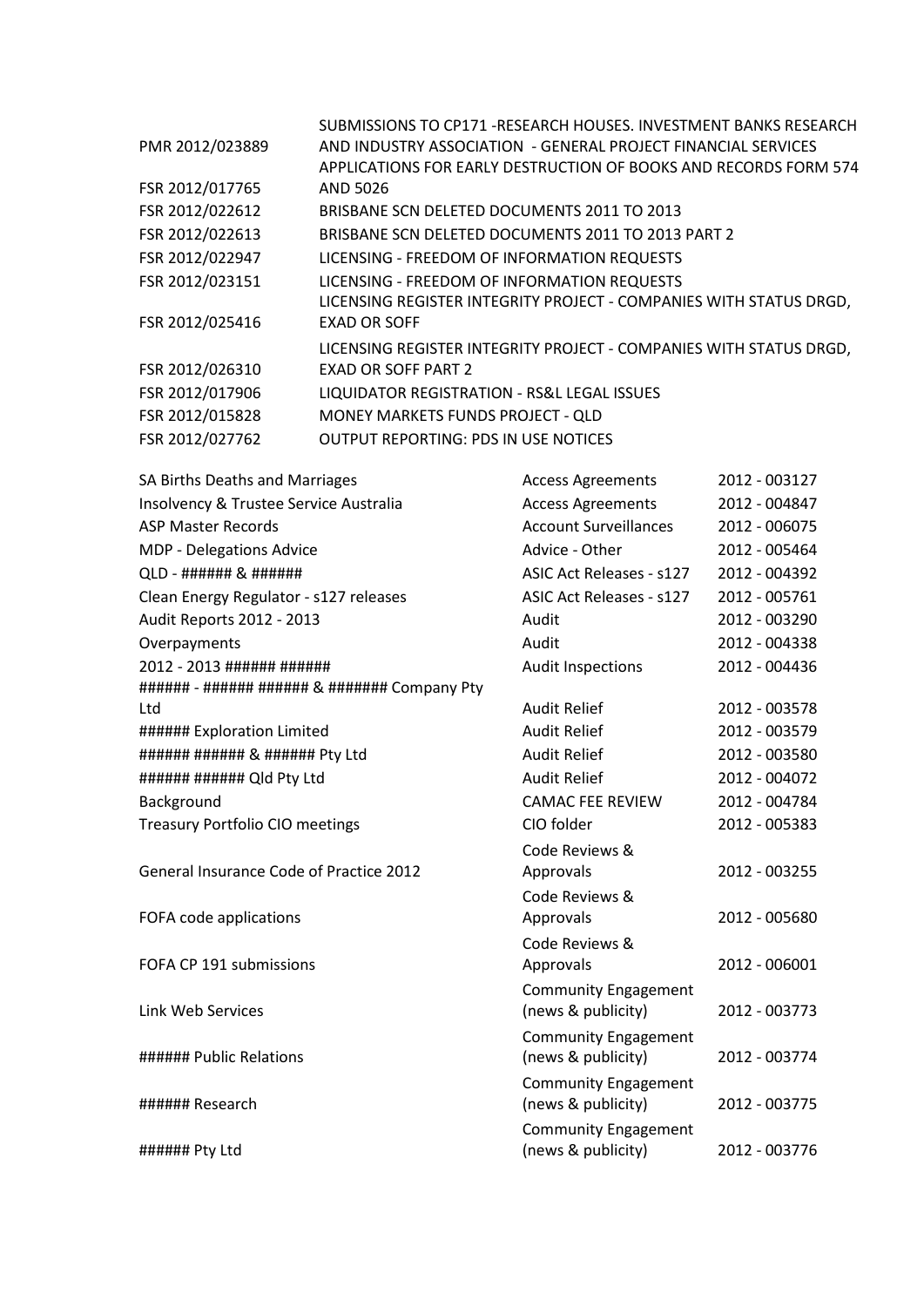| | |
|---|---|
| PMR 2012/023889 | SUBMISSIONS TO CP171 -RESEARCH HOUSES. INVESTMENT BANKS RESEARCH AND INDUSTRY ASSOCIATION - GENERAL PROJECT FINANCIAL SERVICES |
| FSR 2012/017765 | APPLICATIONS FOR EARLY DESTRUCTION OF BOOKS AND RECORDS FORM 574 AND 5026 |
| FSR 2012/022612 | BRISBANE SCN DELETED DOCUMENTS 2011 TO 2013 |
| FSR 2012/022613 | BRISBANE SCN DELETED DOCUMENTS 2011 TO 2013 PART 2 |
| FSR 2012/022947 | LICENSING - FREEDOM OF INFORMATION REQUESTS |
| FSR 2012/023151 | LICENSING - FREEDOM OF INFORMATION REQUESTS |
| FSR 2012/025416 | LICENSING REGISTER INTEGRITY PROJECT - COMPANIES WITH STATUS DRGD, EXAD OR SOFF |
| FSR 2012/026310 | LICENSING REGISTER INTEGRITY PROJECT - COMPANIES WITH STATUS DRGD, EXAD OR SOFF PART 2 |
| FSR 2012/017906 | LIQUIDATOR REGISTRATION - RS&L LEGAL ISSUES |
| FSR 2012/015828 | MONEY MARKETS FUNDS PROJECT - QLD |
| FSR 2012/027762 | OUTPUT REPORTING: PDS IN USE NOTICES |

| | | |
|---|---|---|
| SA Births Deaths and Marriages | Access Agreements | 2012 - 003127 |
| Insolvency & Trustee Service Australia | Access Agreements | 2012 - 004847 |
| ASP Master Records | Account Surveillances | 2012 - 006075 |
| MDP - Delegations Advice | Advice - Other | 2012 - 005464 |
| QLD - ###### & ###### | ASIC Act Releases - s127 | 2012 - 004392 |
| Clean Energy Regulator - s127 releases | ASIC Act Releases - s127 | 2012 - 005761 |
| Audit Reports 2012 - 2013 | Audit | 2012 - 003290 |
| Overpayments | Audit | 2012 - 004338 |
| 2012 - 2013 ###### ###### | Audit Inspections | 2012 - 004436 |
| ###### - ###### ###### & ####### Company Pty Ltd | Audit Relief | 2012 - 003578 |
| ###### Exploration Limited | Audit Relief | 2012 - 003579 |
| ###### ###### & ###### Pty Ltd | Audit Relief | 2012 - 003580 |
| ###### ###### Qld Pty Ltd | Audit Relief | 2012 - 004072 |
| Background | CAMAC FEE REVIEW | 2012 - 004784 |
| Treasury Portfolio CIO meetings | CIO folder | 2012 - 005383 |
| General Insurance Code of Practice 2012 | Code Reviews & Approvals | 2012 - 003255 |
| FOFA code applications | Code Reviews & Approvals | 2012 - 005680 |
| FOFA CP 191 submissions | Code Reviews & Approvals | 2012 - 006001 |
| Link Web Services | Community Engagement (news & publicity) | 2012 - 003773 |
| ###### Public Relations | Community Engagement (news & publicity) | 2012 - 003774 |
| ###### Research | Community Engagement (news & publicity) | 2012 - 003775 |
| ###### Pty Ltd | Community Engagement (news & publicity) | 2012 - 003776 |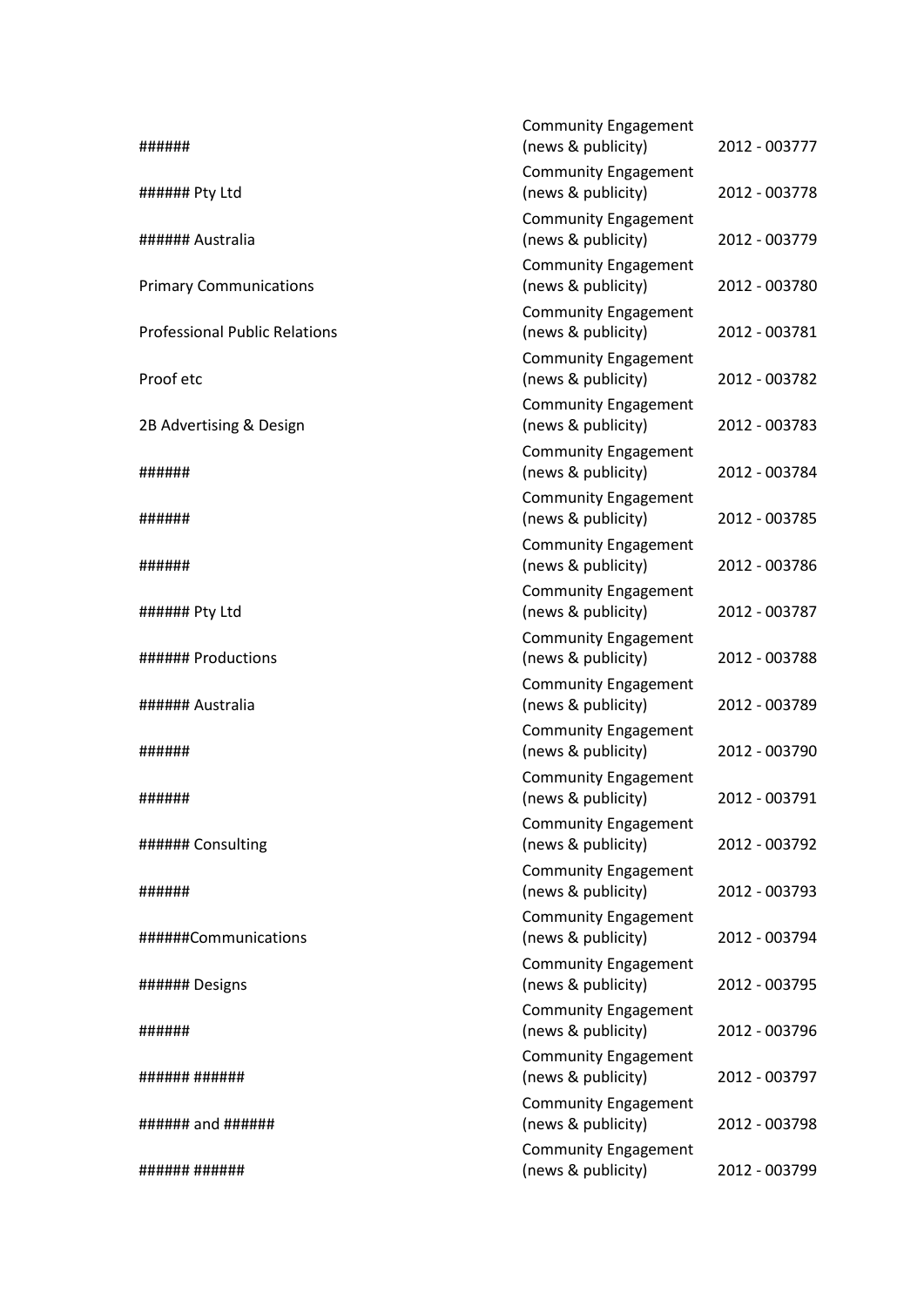| | | |
|---|---|---|
| ###### | Community Engagement (news & publicity) | 2012 - 003777 |
| ###### Pty Ltd | Community Engagement (news & publicity) | 2012 - 003778 |
| ###### Australia | Community Engagement (news & publicity) | 2012 - 003779 |
| Primary Communications | Community Engagement (news & publicity) | 2012 - 003780 |
| Professional Public Relations | Community Engagement (news & publicity) | 2012 - 003781 |
| Proof etc | Community Engagement (news & publicity) | 2012 - 003782 |
| 2B Advertising & Design | Community Engagement (news & publicity) | 2012 - 003783 |
| ###### | Community Engagement (news & publicity) | 2012 - 003784 |
| ###### | Community Engagement (news & publicity) | 2012 - 003785 |
| ###### | Community Engagement (news & publicity) | 2012 - 003786 |
| ###### Pty Ltd | Community Engagement (news & publicity) | 2012 - 003787 |
| ###### Productions | Community Engagement (news & publicity) | 2012 - 003788 |
| ###### Australia | Community Engagement (news & publicity) | 2012 - 003789 |
| ###### | Community Engagement (news & publicity) | 2012 - 003790 |
| ###### | Community Engagement (news & publicity) | 2012 - 003791 |
| ###### Consulting | Community Engagement (news & publicity) | 2012 - 003792 |
| ###### | Community Engagement (news & publicity) | 2012 - 003793 |
| ######Communications | Community Engagement (news & publicity) | 2012 - 003794 |
| ###### Designs | Community Engagement (news & publicity) | 2012 - 003795 |
| ###### | Community Engagement (news & publicity) | 2012 - 003796 |
| ###### ###### | Community Engagement (news & publicity) | 2012 - 003797 |
| ###### and ###### | Community Engagement (news & publicity) | 2012 - 003798 |
| ###### ###### | Community Engagement (news & publicity) | 2012 - 003799 |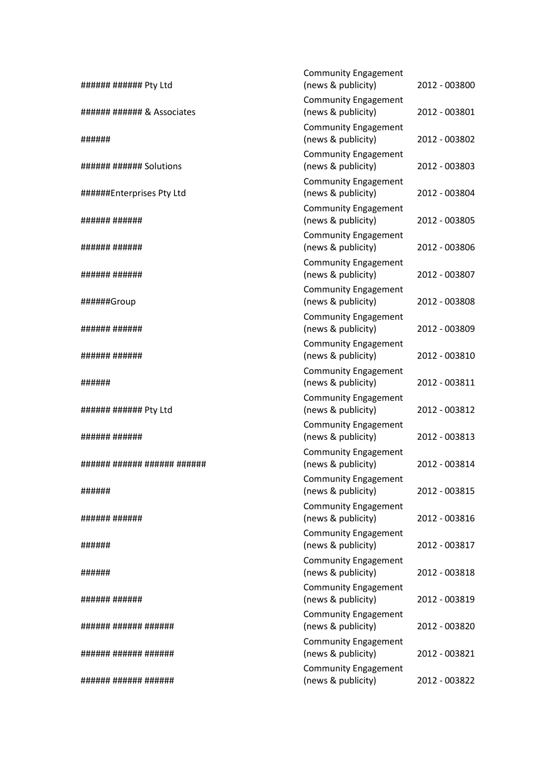| | | |
|---|---|---|
| ###### ###### Pty Ltd | Community Engagement (news & publicity) | 2012 - 003800 |
| ###### ###### & Associates | Community Engagement (news & publicity) | 2012 - 003801 |
| ###### | Community Engagement (news & publicity) | 2012 - 003802 |
| ###### ###### Solutions | Community Engagement (news & publicity) | 2012 - 003803 |
| ######Enterprises Pty Ltd | Community Engagement (news & publicity) | 2012 - 003804 |
| ###### ###### | Community Engagement (news & publicity) | 2012 - 003805 |
| ###### ###### | Community Engagement (news & publicity) | 2012 - 003806 |
| ###### ###### | Community Engagement (news & publicity) | 2012 - 003807 |
| ######Group | Community Engagement (news & publicity) | 2012 - 003808 |
| ###### ###### | Community Engagement (news & publicity) | 2012 - 003809 |
| ###### ###### | Community Engagement (news & publicity) | 2012 - 003810 |
| ###### | Community Engagement (news & publicity) | 2012 - 003811 |
| ###### ###### Pty Ltd | Community Engagement (news & publicity) | 2012 - 003812 |
| ###### ###### | Community Engagement (news & publicity) | 2012 - 003813 |
| ###### ###### ###### ###### | Community Engagement (news & publicity) | 2012 - 003814 |
| ###### | Community Engagement (news & publicity) | 2012 - 003815 |
| ###### ###### | Community Engagement (news & publicity) | 2012 - 003816 |
| ###### | Community Engagement (news & publicity) | 2012 - 003817 |
| ###### | Community Engagement (news & publicity) | 2012 - 003818 |
| ###### ###### | Community Engagement (news & publicity) | 2012 - 003819 |
| ###### ###### ###### | Community Engagement (news & publicity) | 2012 - 003820 |
| ###### ###### ###### | Community Engagement (news & publicity) | 2012 - 003821 |
| ###### ###### ###### | Community Engagement (news & publicity) | 2012 - 003822 |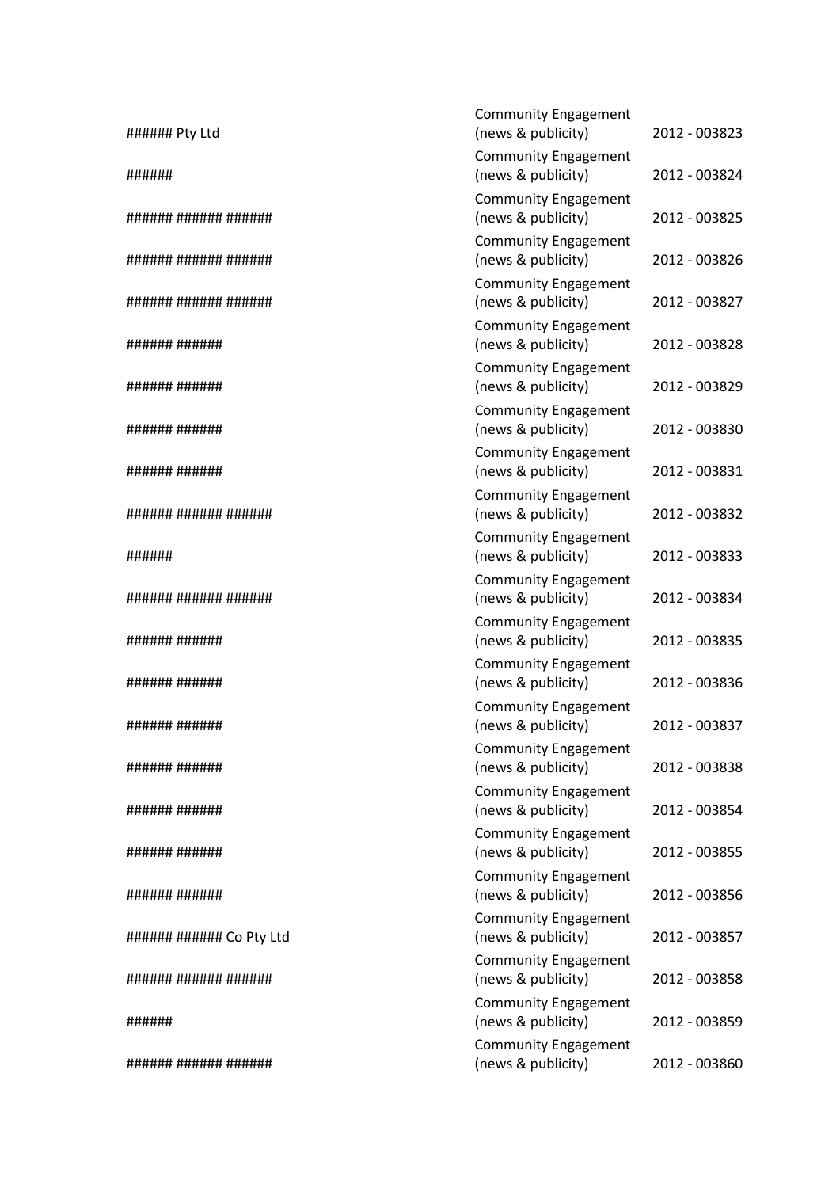| | | |
|---|---|---|
| ###### Pty Ltd | Community Engagement (news & publicity) | 2012 - 003823 |
| ###### | Community Engagement (news & publicity) | 2012 - 003824 |
| ###### ###### ###### | Community Engagement (news & publicity) | 2012 - 003825 |
| ###### ###### ###### | Community Engagement (news & publicity) | 2012 - 003826 |
| ###### ###### ###### | Community Engagement (news & publicity) | 2012 - 003827 |
| ###### ###### | Community Engagement (news & publicity) | 2012 - 003828 |
| ###### ###### | Community Engagement (news & publicity) | 2012 - 003829 |
| ###### ###### | Community Engagement (news & publicity) | 2012 - 003830 |
| ###### ###### | Community Engagement (news & publicity) | 2012 - 003831 |
| ###### ###### ###### | Community Engagement (news & publicity) | 2012 - 003832 |
| ###### | Community Engagement (news & publicity) | 2012 - 003833 |
| ###### ###### ###### | Community Engagement (news & publicity) | 2012 - 003834 |
| ###### ###### | Community Engagement (news & publicity) | 2012 - 003835 |
| ###### ###### | Community Engagement (news & publicity) | 2012 - 003836 |
| ###### ###### | Community Engagement (news & publicity) | 2012 - 003837 |
| ###### ###### | Community Engagement (news & publicity) | 2012 - 003838 |
| ###### ###### | Community Engagement (news & publicity) | 2012 - 003854 |
| ###### ###### | Community Engagement (news & publicity) | 2012 - 003855 |
| ###### ###### | Community Engagement (news & publicity) | 2012 - 003856 |
| ###### ###### Co Pty Ltd | Community Engagement (news & publicity) | 2012 - 003857 |
| ###### ###### ###### | Community Engagement (news & publicity) | 2012 - 003858 |
| ###### | Community Engagement (news & publicity) | 2012 - 003859 |
| ###### ###### ###### | Community Engagement (news & publicity) | 2012 - 003860 |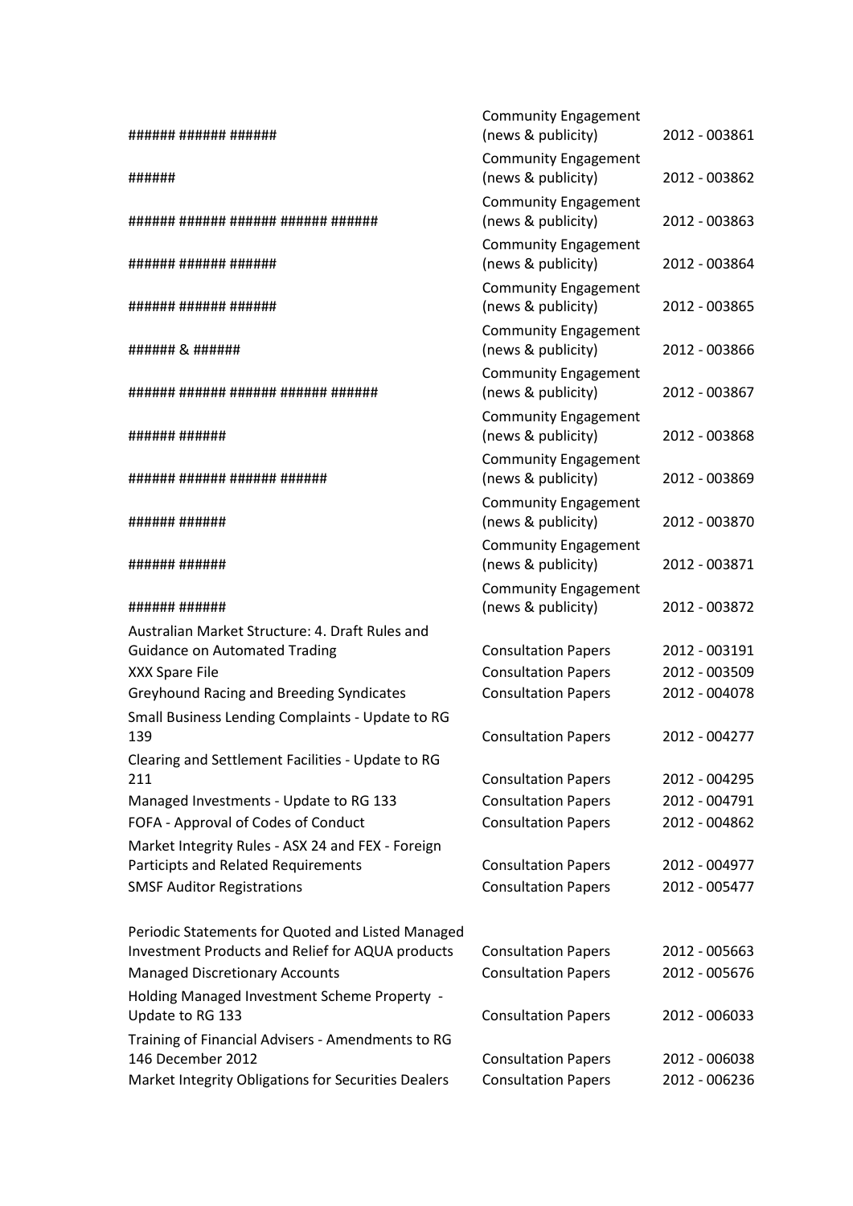| | | |
|---|---|---|
| ###### ###### ###### | Community Engagement (news & publicity) | 2012 - 003861 |
| ###### | Community Engagement (news & publicity) | 2012 - 003862 |
| ###### ###### ###### ###### ###### | Community Engagement (news & publicity) | 2012 - 003863 |
| ###### ###### ###### | Community Engagement (news & publicity) | 2012 - 003864 |
| ###### ###### ###### | Community Engagement (news & publicity) | 2012 - 003865 |
| ###### & ###### | Community Engagement (news & publicity) | 2012 - 003866 |
| ###### ###### ###### ###### ###### | Community Engagement (news & publicity) | 2012 - 003867 |
| ###### ###### | Community Engagement (news & publicity) | 2012 - 003868 |
| ###### ###### ###### ###### | Community Engagement (news & publicity) | 2012 - 003869 |
| ###### ###### | Community Engagement (news & publicity) | 2012 - 003870 |
| ###### ###### | Community Engagement (news & publicity) | 2012 - 003871 |
| ###### ###### | Community Engagement (news & publicity) | 2012 - 003872 |
| Australian Market Structure: 4. Draft Rules and Guidance on Automated Trading | Consultation Papers | 2012 - 003191 |
| XXX Spare File | Consultation Papers | 2012 - 003509 |
| Greyhound Racing and Breeding Syndicates | Consultation Papers | 2012 - 004078 |
| Small Business Lending Complaints - Update to RG 139 | Consultation Papers | 2012 - 004277 |
| Clearing and Settlement Facilities - Update to RG 211 | Consultation Papers | 2012 - 004295 |
| Managed Investments - Update to RG 133 | Consultation Papers | 2012 - 004791 |
| FOFA - Approval of Codes of Conduct | Consultation Papers | 2012 - 004862 |
| Market Integrity Rules - ASX 24 and FEX - Foreign Participts and Related Requirements | Consultation Papers | 2012 - 004977 |
| SMSF Auditor Registrations | Consultation Papers | 2012 - 005477 |
| Periodic Statements for Quoted and Listed Managed Investment Products and Relief for AQUA products | Consultation Papers | 2012 - 005663 |
| Managed Discretionary Accounts | Consultation Papers | 2012 - 005676 |
| Holding Managed Investment Scheme Property - Update to RG 133 | Consultation Papers | 2012 - 006033 |
| Training of Financial Advisers - Amendments to RG 146 December 2012 | Consultation Papers | 2012 - 006038 |
| Market Integrity Obligations for Securities Dealers | Consultation Papers | 2012 - 006236 |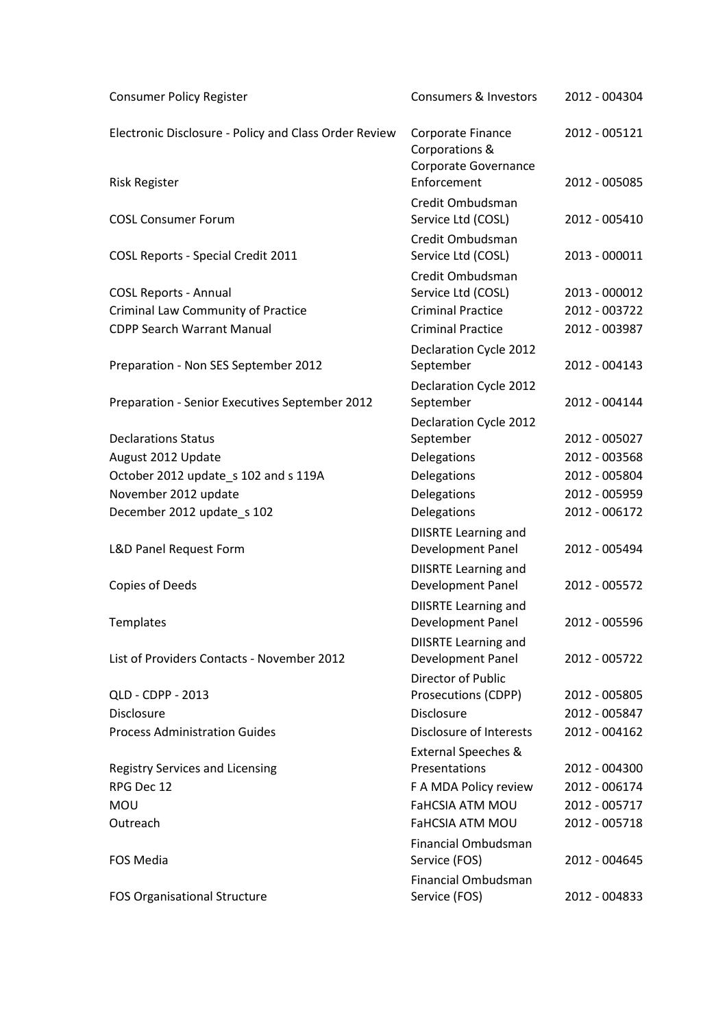| | | |
|---|---|---|
| Consumer Policy Register | Consumers & Investors | 2012 - 004304 |
| Electronic Disclosure - Policy and Class Order Review | Corporate Finance | 2012 - 005121 |
| Risk Register | Corporations & Corporate Governance Enforcement | 2012 - 005085 |
| COSL Consumer Forum | Credit Ombudsman Service Ltd (COSL) | 2012 - 005410 |
| COSL Reports - Special Credit 2011 | Credit Ombudsman Service Ltd (COSL) | 2013 - 000011 |
| COSL Reports - Annual | Credit Ombudsman Service Ltd (COSL) | 2013 - 000012 |
| Criminal Law Community of Practice | Criminal Practice | 2012 - 003722 |
| CDPP Search Warrant Manual | Criminal Practice | 2012 - 003987 |
| Preparation - Non SES September 2012 | Declaration Cycle 2012 September | 2012 - 004143 |
| Preparation - Senior Executives September 2012 | Declaration Cycle 2012 September | 2012 - 004144 |
| Declarations Status | Declaration Cycle 2012 September | 2012 - 005027 |
| August 2012 Update | Delegations | 2012 - 003568 |
| October 2012 update_s 102 and s 119A | Delegations | 2012 - 005804 |
| November 2012 update | Delegations | 2012 - 005959 |
| December 2012 update_s 102 | Delegations | 2012 - 006172 |
| L&D Panel Request Form | DIISRTE Learning and Development Panel | 2012 - 005494 |
| Copies of Deeds | DIISRTE Learning and Development Panel | 2012 - 005572 |
| Templates | DIISRTE Learning and Development Panel | 2012 - 005596 |
| List of Providers Contacts - November 2012 | DIISRTE Learning and Development Panel | 2012 - 005722 |
| QLD - CDPP - 2013 | Director of Public Prosecutions (CDPP) | 2012 - 005805 |
| Disclosure | Disclosure | 2012 - 005847 |
| Process Administration Guides | Disclosure of Interests | 2012 - 004162 |
| Registry Services and Licensing | External Speeches & Presentations | 2012 - 004300 |
| RPG Dec 12 | F A MDA Policy review | 2012 - 006174 |
| MOU | FaHCSIA ATM MOU | 2012 - 005717 |
| Outreach | FaHCSIA ATM MOU | 2012 - 005718 |
| FOS Media | Financial Ombudsman Service (FOS) | 2012 - 004645 |
| FOS Organisational Structure | Financial Ombudsman Service (FOS) | 2012 - 004833 |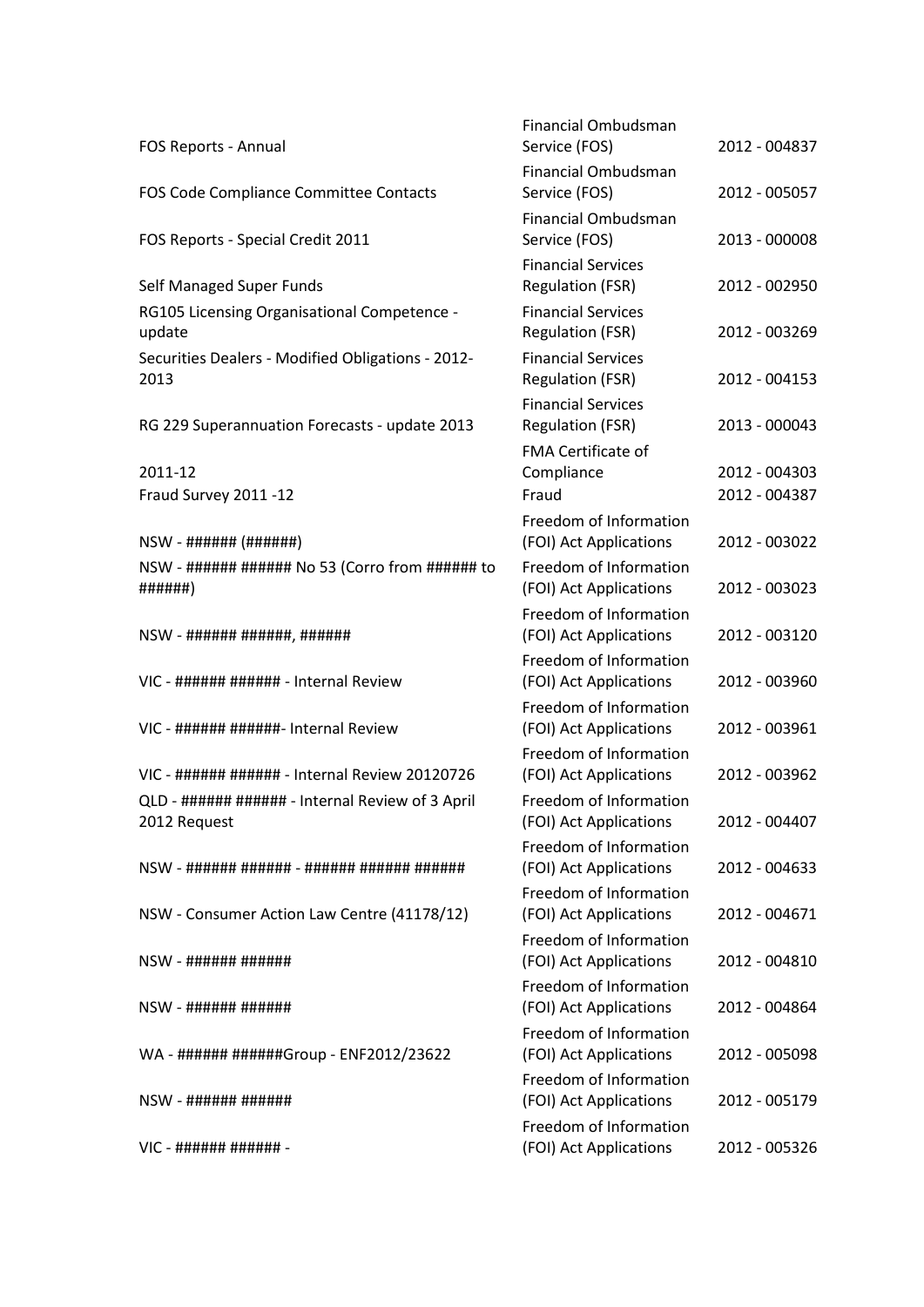| | | |
|---|---|---|
| FOS Reports - Annual | Financial Ombudsman Service (FOS) | 2012 - 004837 |
| FOS Code Compliance Committee Contacts | Financial Ombudsman Service (FOS) | 2012 - 005057 |
| FOS Reports - Special Credit 2011 | Financial Ombudsman Service (FOS) | 2013 - 000008 |
| Self Managed Super Funds | Financial Services Regulation (FSR) | 2012 - 002950 |
| RG105 Licensing Organisational Competence - update | Financial Services Regulation (FSR) | 2012 - 003269 |
| Securities Dealers - Modified Obligations - 2012-2013 | Financial Services Regulation (FSR) | 2012 - 004153 |
| RG 229 Superannuation Forecasts - update 2013 | Financial Services Regulation (FSR) | 2013 - 000043 |
| 2011-12 | FMA Certificate of Compliance | 2012 - 004303 |
| Fraud Survey 2011 -12 | Fraud | 2012 - 004387 |
| NSW - ###### (######) | Freedom of Information (FOI) Act Applications | 2012 - 003022 |
| NSW - ###### ###### No 53 (Corro from ###### to ######) | Freedom of Information (FOI) Act Applications | 2012 - 003023 |
| NSW - ###### ######, ###### | Freedom of Information (FOI) Act Applications | 2012 - 003120 |
| VIC - ###### ###### - Internal Review | Freedom of Information (FOI) Act Applications | 2012 - 003960 |
| VIC - ###### ######- Internal Review | Freedom of Information (FOI) Act Applications | 2012 - 003961 |
| VIC - ###### ###### - Internal Review 20120726 | Freedom of Information (FOI) Act Applications | 2012 - 003962 |
| QLD - ###### ###### - Internal Review of 3 April 2012 Request | Freedom of Information (FOI) Act Applications | 2012 - 004407 |
| NSW - ###### ###### - ###### ###### ###### | Freedom of Information (FOI) Act Applications | 2012 - 004633 |
| NSW - Consumer Action Law Centre (41178/12) | Freedom of Information (FOI) Act Applications | 2012 - 004671 |
| NSW - ###### ###### | Freedom of Information (FOI) Act Applications | 2012 - 004810 |
| NSW - ###### ###### | Freedom of Information (FOI) Act Applications | 2012 - 004864 |
| WA - ###### ######Group - ENF2012/23622 | Freedom of Information (FOI) Act Applications | 2012 - 005098 |
| NSW - ###### ###### | Freedom of Information (FOI) Act Applications | 2012 - 005179 |
| VIC - ###### ###### - | Freedom of Information (FOI) Act Applications | 2012 - 005326 |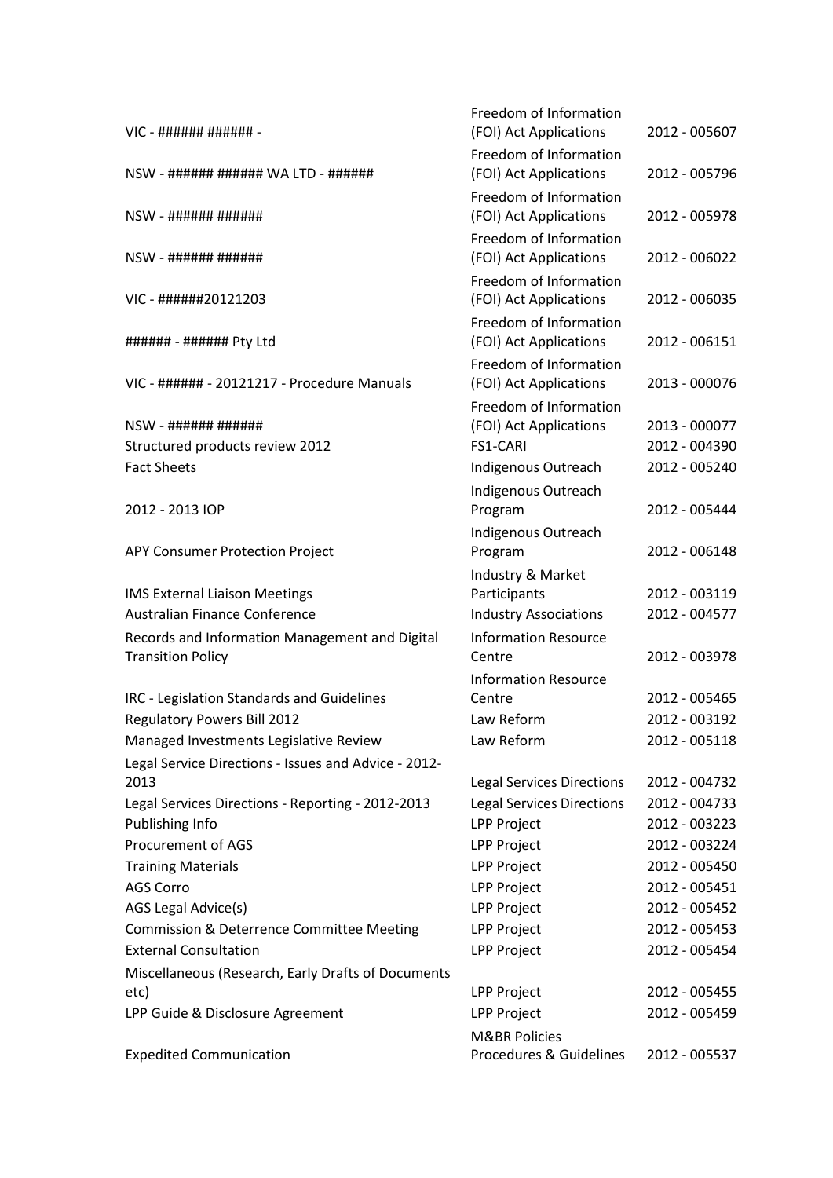| | | |
|---|---|---|
| VIC - ###### ###### - | Freedom of Information (FOI) Act Applications | 2012 - 005607 |
| NSW - ###### ###### WA LTD - ###### | Freedom of Information (FOI) Act Applications | 2012 - 005796 |
| NSW - ###### ###### | Freedom of Information (FOI) Act Applications | 2012 - 005978 |
| NSW - ###### ###### | Freedom of Information (FOI) Act Applications | 2012 - 006022 |
| VIC - ######20121203 | Freedom of Information (FOI) Act Applications | 2012 - 006035 |
| ###### - ###### Pty Ltd | Freedom of Information (FOI) Act Applications | 2012 - 006151 |
| VIC - ###### - 20121217 - Procedure Manuals | Freedom of Information (FOI) Act Applications | 2013 - 000076 |
| NSW - ###### ###### | Freedom of Information (FOI) Act Applications | 2013 - 000077 |
| Structured products review 2012 | FS1-CARI | 2012 - 004390 |
| Fact Sheets | Indigenous Outreach | 2012 - 005240 |
| 2012 - 2013 IOP | Indigenous Outreach Program | 2012 - 005444 |
| APY Consumer Protection Project | Indigenous Outreach Program | 2012 - 006148 |
| IMS External Liaison Meetings | Industry & Market Participants | 2012 - 003119 |
| Australian Finance Conference | Industry Associations | 2012 - 004577 |
| Records and Information Management and Digital Transition Policy | Information Resource Centre | 2012 - 003978 |
| IRC - Legislation Standards and Guidelines | Information Resource Centre | 2012 - 005465 |
| Regulatory Powers Bill 2012 | Law Reform | 2012 - 003192 |
| Managed Investments Legislative Review | Law Reform | 2012 - 005118 |
| Legal Service Directions - Issues and Advice - 2012-2013 | Legal Services Directions | 2012 - 004732 |
| Legal Services Directions - Reporting - 2012-2013 | Legal Services Directions | 2012 - 004733 |
| Publishing Info | LPP Project | 2012 - 003223 |
| Procurement of AGS | LPP Project | 2012 - 003224 |
| Training Materials | LPP Project | 2012 - 005450 |
| AGS Corro | LPP Project | 2012 - 005451 |
| AGS Legal Advice(s) | LPP Project | 2012 - 005452 |
| Commission & Deterrence Committee Meeting | LPP Project | 2012 - 005453 |
| External Consultation | LPP Project | 2012 - 005454 |
| Miscellaneous (Research, Early Drafts of Documents etc) | LPP Project | 2012 - 005455 |
| LPP Guide & Disclosure Agreement | LPP Project | 2012 - 005459 |
| Expedited Communication | M&BR Policies Procedures & Guidelines | 2012 - 005537 |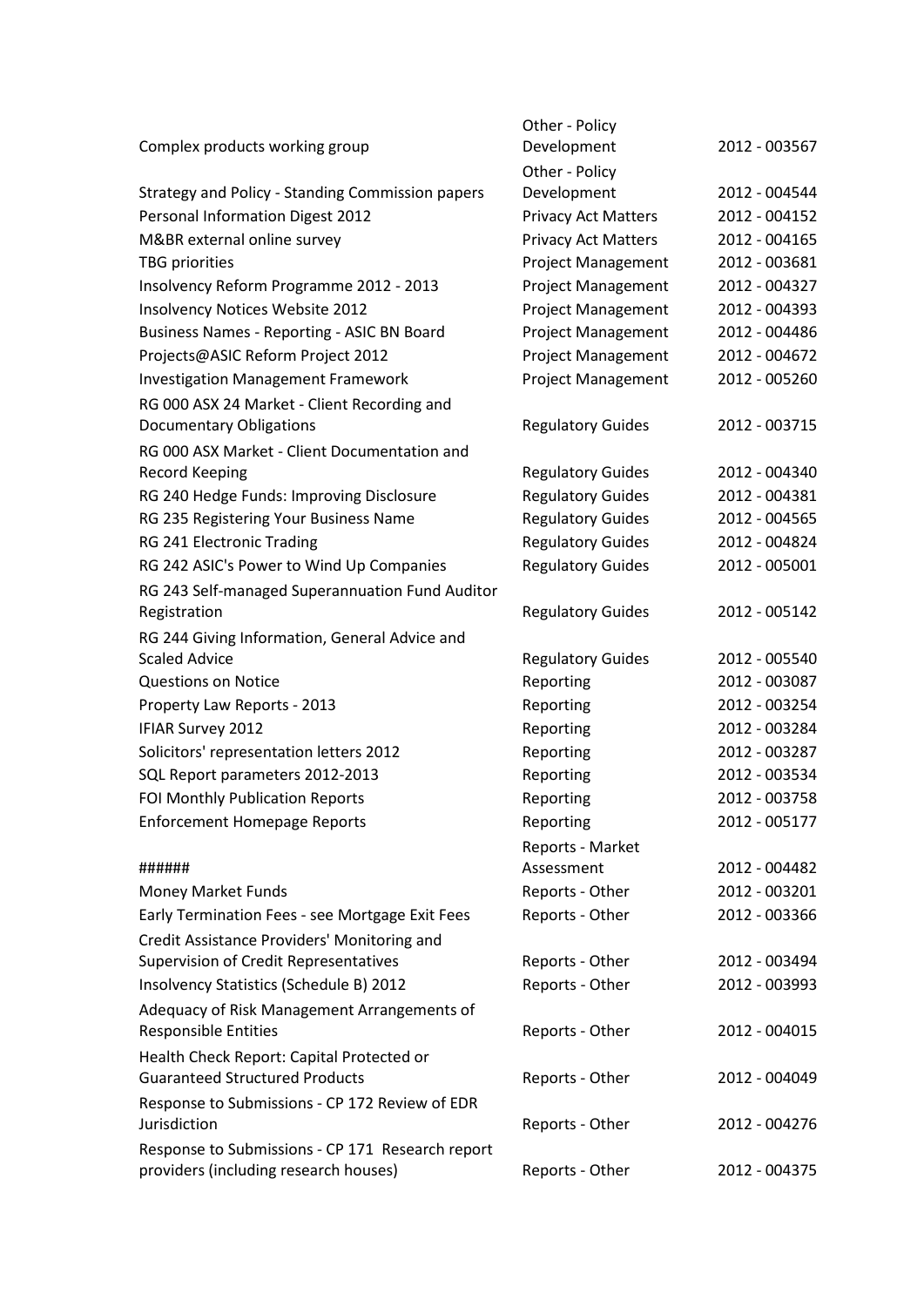| | | |
|---|---|---|
| Complex products working group | Other - Policy Development | 2012 - 003567 |
| Strategy and Policy - Standing Commission papers | Other - Policy Development | 2012 - 004544 |
| Personal Information Digest 2012 | Privacy Act Matters | 2012 - 004152 |
| M&BR external online survey | Privacy Act Matters | 2012 - 004165 |
| TBG priorities | Project Management | 2012 - 003681 |
| Insolvency Reform Programme 2012 - 2013 | Project Management | 2012 - 004327 |
| Insolvency Notices Website 2012 | Project Management | 2012 - 004393 |
| Business Names - Reporting - ASIC BN Board | Project Management | 2012 - 004486 |
| Projects@ASIC Reform Project 2012 | Project Management | 2012 - 004672 |
| Investigation Management Framework | Project Management | 2012 - 005260 |
| RG 000 ASX 24 Market - Client Recording and Documentary Obligations | Regulatory Guides | 2012 - 003715 |
| RG 000 ASX Market - Client Documentation and Record Keeping | Regulatory Guides | 2012 - 004340 |
| RG 240 Hedge Funds: Improving Disclosure | Regulatory Guides | 2012 - 004381 |
| RG 235 Registering Your Business Name | Regulatory Guides | 2012 - 004565 |
| RG 241 Electronic Trading | Regulatory Guides | 2012 - 004824 |
| RG 242 ASIC's Power to Wind Up Companies | Regulatory Guides | 2012 - 005001 |
| RG 243 Self-managed Superannuation Fund Auditor Registration | Regulatory Guides | 2012 - 005142 |
| RG 244 Giving Information, General Advice and Scaled Advice | Regulatory Guides | 2012 - 005540 |
| Questions on Notice | Reporting | 2012 - 003087 |
| Property Law Reports - 2013 | Reporting | 2012 - 003254 |
| IFIAR Survey 2012 | Reporting | 2012 - 003284 |
| Solicitors' representation letters 2012 | Reporting | 2012 - 003287 |
| SQL Report parameters 2012-2013 | Reporting | 2012 - 003534 |
| FOI Monthly Publication Reports | Reporting | 2012 - 003758 |
| Enforcement Homepage Reports | Reporting | 2012 - 005177 |
| ###### | Reports - Market Assessment | 2012 - 004482 |
| Money Market Funds | Reports - Other | 2012 - 003201 |
| Early Termination Fees - see Mortgage Exit Fees | Reports - Other | 2012 - 003366 |
| Credit Assistance Providers' Monitoring and Supervision of Credit Representatives | Reports - Other | 2012 - 003494 |
| Insolvency Statistics (Schedule B) 2012 | Reports - Other | 2012 - 003993 |
| Adequacy of Risk Management Arrangements of Responsible Entities | Reports - Other | 2012 - 004015 |
| Health Check Report: Capital Protected or Guaranteed Structured Products | Reports - Other | 2012 - 004049 |
| Response to Submissions - CP 172 Review of EDR Jurisdiction | Reports - Other | 2012 - 004276 |
| Response to Submissions - CP 171 Research report providers (including research houses) | Reports - Other | 2012 - 004375 |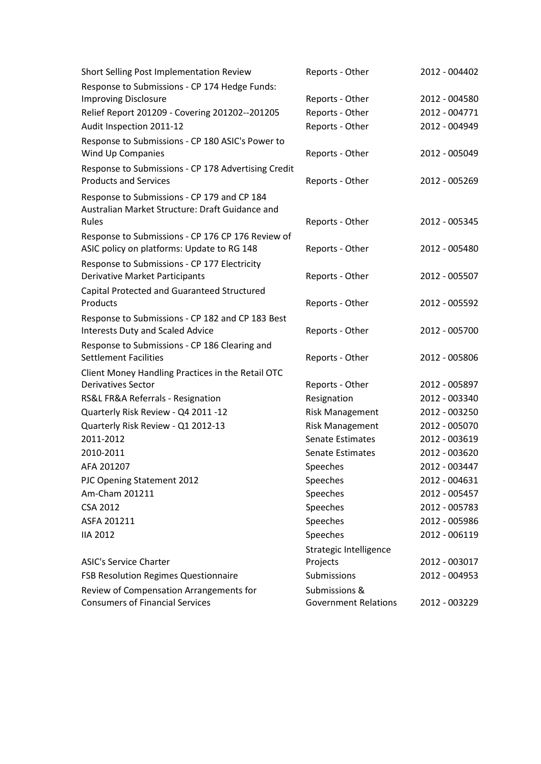| | | |
|---|---|---|
| Short Selling Post Implementation Review | Reports - Other | 2012 - 004402 |
| Response to Submissions - CP 174 Hedge Funds: Improving Disclosure | Reports - Other | 2012 - 004580 |
| Relief Report 201209 - Covering 201202--201205 | Reports - Other | 2012 - 004771 |
| Audit Inspection 2011-12 | Reports - Other | 2012 - 004949 |
| Response to Submissions - CP 180 ASIC's Power to Wind Up Companies | Reports - Other | 2012 - 005049 |
| Response to Submissions - CP 178 Advertising Credit Products and Services | Reports - Other | 2012 - 005269 |
| Response to Submissions - CP 179 and CP 184 Australian Market Structure: Draft Guidance and Rules | Reports - Other | 2012 - 005345 |
| Response to Submissions - CP 176 CP 176 Review of ASIC policy on platforms: Update to RG 148 | Reports - Other | 2012 - 005480 |
| Response to Submissions - CP 177 Electricity Derivative Market Participants | Reports - Other | 2012 - 005507 |
| Capital Protected and Guaranteed Structured Products | Reports - Other | 2012 - 005592 |
| Response to Submissions - CP 182 and CP 183 Best Interests Duty and Scaled Advice | Reports - Other | 2012 - 005700 |
| Response to Submissions - CP 186 Clearing and Settlement Facilities | Reports - Other | 2012 - 005806 |
| Client Money Handling Practices in the Retail OTC Derivatives Sector | Reports - Other | 2012 - 005897 |
| RS&L FR&A Referrals - Resignation | Resignation | 2012 - 003340 |
| Quarterly Risk Review - Q4 2011 -12 | Risk Management | 2012 - 003250 |
| Quarterly Risk Review - Q1 2012-13 | Risk Management | 2012 - 005070 |
| 2011-2012 | Senate Estimates | 2012 - 003619 |
| 2010-2011 | Senate Estimates | 2012 - 003620 |
| AFA 201207 | Speeches | 2012 - 003447 |
| PJC Opening Statement 2012 | Speeches | 2012 - 004631 |
| Am-Cham 201211 | Speeches | 2012 - 005457 |
| CSA 2012 | Speeches | 2012 - 005783 |
| ASFA 201211 | Speeches | 2012 - 005986 |
| IIA 2012 | Speeches | 2012 - 006119 |
| ASIC's Service Charter | Strategic Intelligence Projects | 2012 - 003017 |
| FSB Resolution Regimes Questionnaire | Submissions | 2012 - 004953 |
| Review of Compensation Arrangements for Consumers of Financial Services | Submissions & Government Relations | 2012 - 003229 |